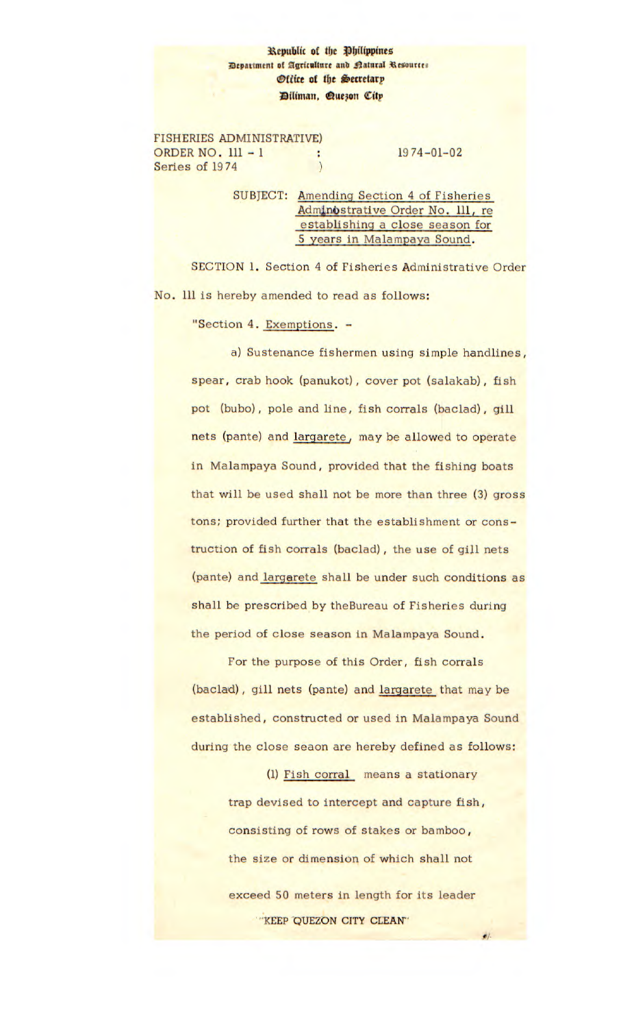Republic of the Philippines
Department of Agriculture and Natural Resources
Office of the Secretary
Diliman, Quezon City

FISHERIES ADMINISTRATIVE)
ORDER NO. 111 - 1 :  1974-01-02
Series of 1974 )

SUBJECT: Amending Section 4 of Fisheries Administrative Order No. 111, re establishing a close season for 5 years in Malampaya Sound.

SECTION 1. Section 4 of Fisheries Administrative Order No. 111 is hereby amended to read as follows:

"Section 4. Exemptions. -

a) Sustenance fishermen using simple handlines, spear, crab hook (panukot), cover pot (salakab), fish pot (bubo), pole and line, fish corrals (baclad), gill nets (pante) and largarete, may be allowed to operate in Malampaya Sound, provided that the fishing boats that will be used shall not be more than three (3) gross tons; provided further that the establishment or construction of fish corrals (baclad), the use of gill nets (pante) and largarete shall be under such conditions as shall be prescribed by theBureau of Fisheries during the period of close season in Malampaya Sound.

For the purpose of this Order, fish corrals (baclad), gill nets (pante) and largarete that may be established, constructed or used in Malampaya Sound during the close seaon are hereby defined as follows:

(1) Fish corral means a stationary trap devised to intercept and capture fish, consisting of rows of stakes or bamboo, the size or dimension of which shall not exceed 50 meters in length for its leader

"KEEP QUEZON CITY CLEAN"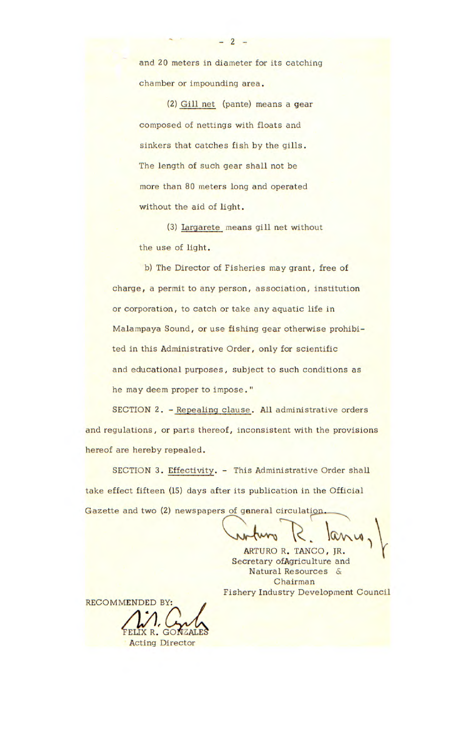and 20 meters in diameter for its catching chamber or impounding area.

(2) Gill net (pante) means a gear composed of nettings with floats and sinkers that catches fish by the gills. The length of such gear shall not be more than 80 meters long and operated without the aid of light.

(3) Largarete means gill net without the use of light.

b) The Director of Fisheries may grant, free of charge, a permit to any person, association, institution or corporation, to catch or take any aquatic life in Malampaya Sound, or use fishing gear otherwise prohibited in this Administrative Order, only for scientific and educational purposes, subject to such conditions as he may deem proper to impose."

SECTION 2. - Repealing clause. All administrative orders and regulations, or parts thereof, inconsistent with the provisions hereof are hereby repealed.

SECTION 3. Effectivity. - This Administrative Order shall take effect fifteen (15) days after its publication in the Official Gazette and two (2) newspapers of general circulation.

ARTURO R. TANCO, JR.
Secretary of Agriculture and Natural Resources &
Chairman
Fishery Industry Development Council

RECOMMENDED BY:

FELIX R. GONZALES
Acting Director